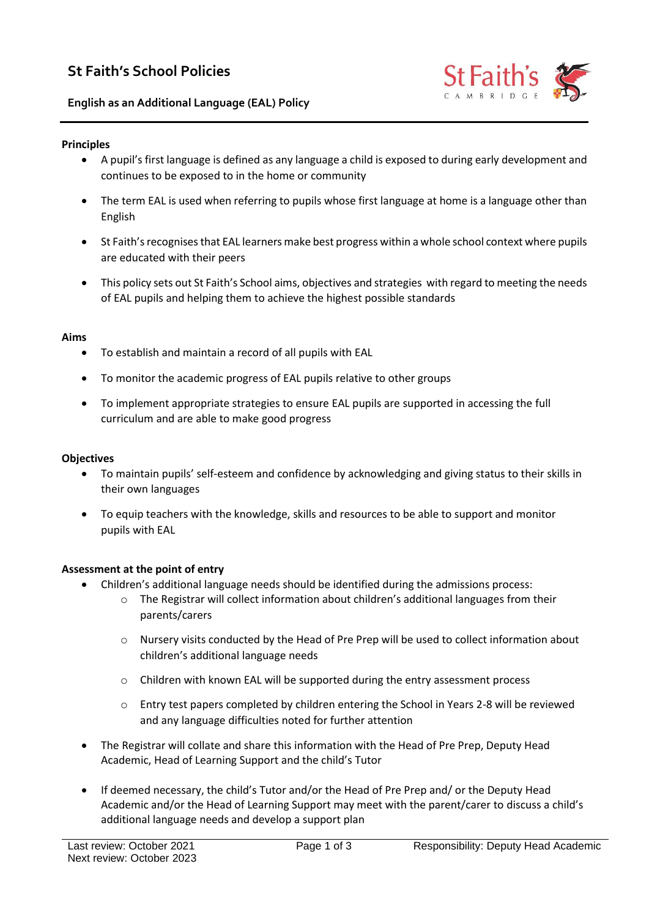# St Faith's School Policies

## English as an Additional Language (EAL) Policy

**Principles**

- A pupil's first language is defined as any language a child is exposed to during early development and continues to be exposed to in the home or community
- The term EAL is used when referring to pupils whose first language at home is a language other than English
- St Faith's recognises that EAL learners make best progress within a whole school context where pupils are educated with their peers
- This policy sets out St Faith's School aims, objectives and strategies with regard to meeting the needs of EAL pupils and helping them to achieve the highest possible standards

**Aims**

- To establish and maintain a record of all pupils with EAL
- To monitor the academic progress of EAL pupils relative to other groups
- To implement appropriate strategies to ensure EAL pupils are supported in accessing the full curriculum and are able to make good progress

**Objectives**

- To maintain pupils' self-esteem and confidence by acknowledging and giving status to their skills in their own languages
- To equip teachers with the knowledge, skills and resources to be able to support and monitor pupils with EAL

**Assessment at the point of entry**

- Children's additional language needs should be identified during the admissions process:
  - The Registrar will collect information about children's additional languages from their parents/carers
  - Nursery visits conducted by the Head of Pre Prep will be used to collect information about children's additional language needs
  - Children with known EAL will be supported during the entry assessment process
  - Entry test papers completed by children entering the School in Years 2-8 will be reviewed and any language difficulties noted for further attention
- The Registrar will collate and share this information with the Head of Pre Prep, Deputy Head Academic, Head of Learning Support and the child's Tutor
- If deemed necessary, the child's Tutor and/or the Head of Pre Prep and/ or the Deputy Head Academic and/or the Head of Learning Support may meet with the parent/carer to discuss a child's additional language needs and develop a support plan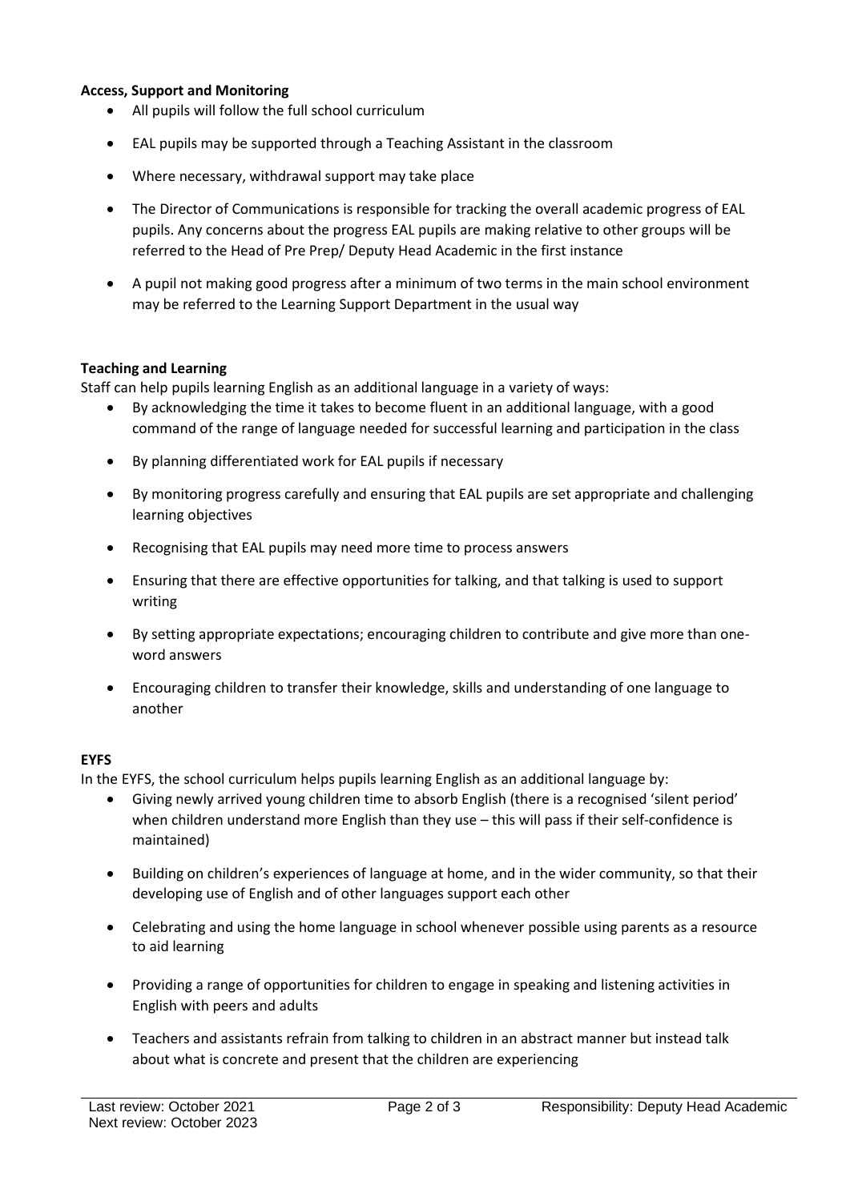**Access, Support and Monitoring**

- All pupils will follow the full school curriculum
- EAL pupils may be supported through a Teaching Assistant in the classroom
- Where necessary, withdrawal support may take place
- The Director of Communications is responsible for tracking the overall academic progress of EAL pupils. Any concerns about the progress EAL pupils are making relative to other groups will be referred to the Head of Pre Prep/ Deputy Head Academic in the first instance
- A pupil not making good progress after a minimum of two terms in the main school environment may be referred to the Learning Support Department in the usual way

**Teaching and Learning**

Staff can help pupils learning English as an additional language in a variety of ways:

- By acknowledging the time it takes to become fluent in an additional language, with a good command of the range of language needed for successful learning and participation in the class
- By planning differentiated work for EAL pupils if necessary
- By monitoring progress carefully and ensuring that EAL pupils are set appropriate and challenging learning objectives
- Recognising that EAL pupils may need more time to process answers
- Ensuring that there are effective opportunities for talking, and that talking is used to support writing
- By setting appropriate expectations; encouraging children to contribute and give more than one-word answers
- Encouraging children to transfer their knowledge, skills and understanding of one language to another

**EYFS**

In the EYFS, the school curriculum helps pupils learning English as an additional language by:

- Giving newly arrived young children time to absorb English (there is a recognised 'silent period' when children understand more English than they use – this will pass if their self-confidence is maintained)
- Building on children's experiences of language at home, and in the wider community, so that their developing use of English and of other languages support each other
- Celebrating and using the home language in school whenever possible using parents as a resource to aid learning
- Providing a range of opportunities for children to engage in speaking and listening activities in English with peers and adults
- Teachers and assistants refrain from talking to children in an abstract manner but instead talk about what is concrete and present that the children are experiencing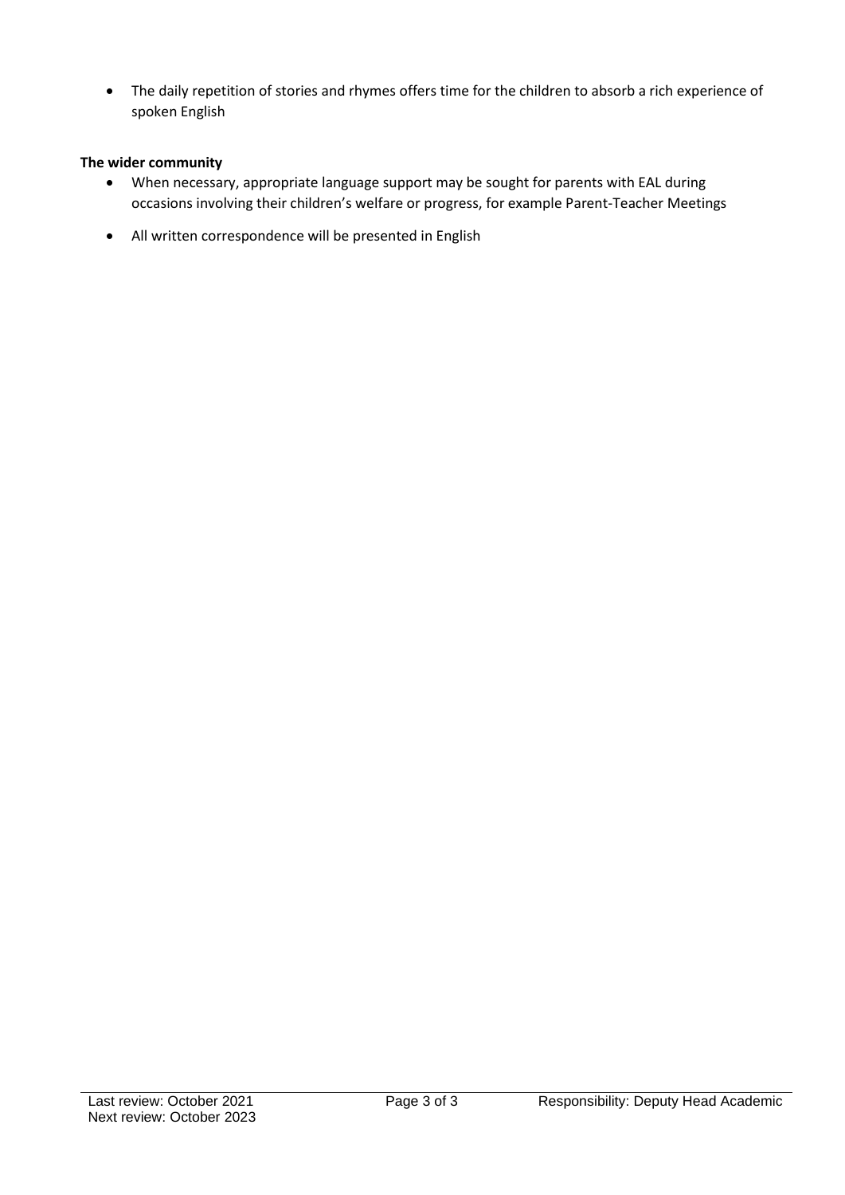- The daily repetition of stories and rhymes offers time for the children to absorb a rich experience of spoken English

**The wider community**

- When necessary, appropriate language support may be sought for parents with EAL during occasions involving their children's welfare or progress, for example Parent-Teacher Meetings
- All written correspondence will be presented in English